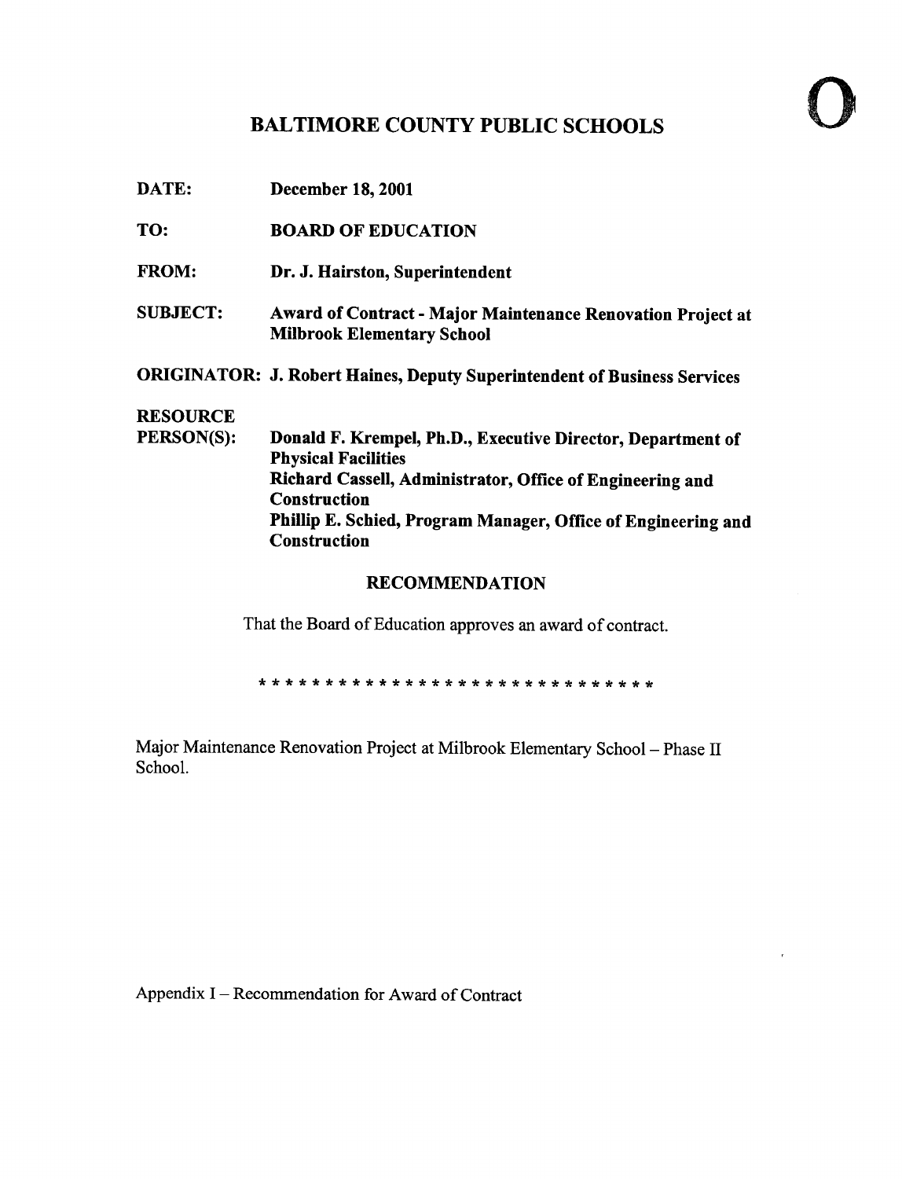# BALTIMORE COUNTY PUBLIC SCHOOLS

**DATE:** December 18, 2001

**TO:** BOARD OF EDUCATION

**FROM:** Dr. J. Hairston, Superintendent

**SUBJECT:** Award of Contract - Major Maintenance Renovation Project at Milbrook Elementary School

**ORIGINATOR:** J. Robert Haines, Deputy Superintendent of Business Services

**RESOURCE PERSON(S):** Donald F. Krempel, Ph.D., Executive Director, Department of Physical Facilities
Richard Cassell, Administrator, Office of Engineering and Construction
Phillip E. Schied, Program Manager, Office of Engineering and Construction

## RECOMMENDATION

That the Board of Education approves an award of contract.

* * * * * * * * * * * * * * * * * * * * * * * * * * * * * * *

Major Maintenance Renovation Project at Milbrook Elementary School – Phase II School.

Appendix I – Recommendation for Award of Contract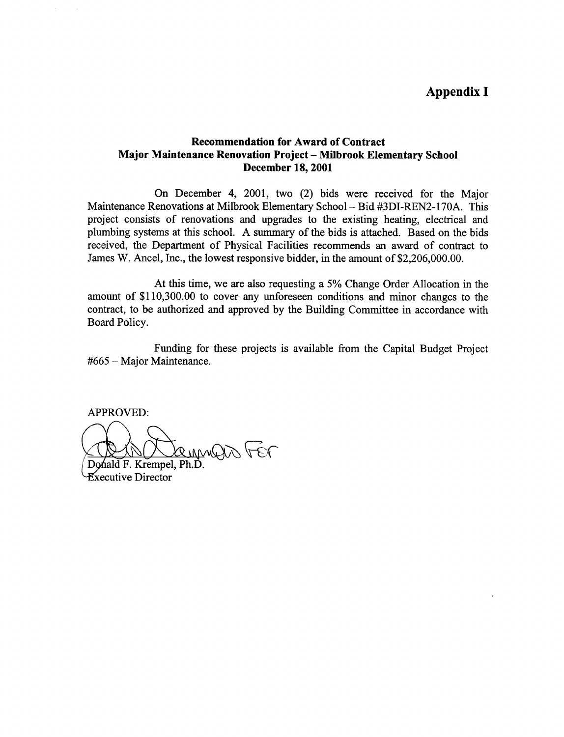# Appendix I

## Recommendation for Award of Contract
## Major Maintenance Renovation Project – Milbrook Elementary School
## December 18, 2001

On December 4, 2001, two (2) bids were received for the Major Maintenance Renovations at Milbrook Elementary School – Bid #3DI-REN2-170A. This project consists of renovations and upgrades to the existing heating, electrical and plumbing systems at this school. A summary of the bids is attached. Based on the bids received, the Department of Physical Facilities recommends an award of contract to James W. Ancel, Inc., the lowest responsive bidder, in the amount of $2,206,000.00.

At this time, we are also requesting a 5% Change Order Allocation in the amount of $110,300.00 to cover any unforeseen conditions and minor changes to the contract, to be authorized and approved by the Building Committee in accordance with Board Policy.

Funding for these projects is available from the Capital Budget Project #665 – Major Maintenance.

APPROVED:

Donald F. Krempel, Ph.D.
Executive Director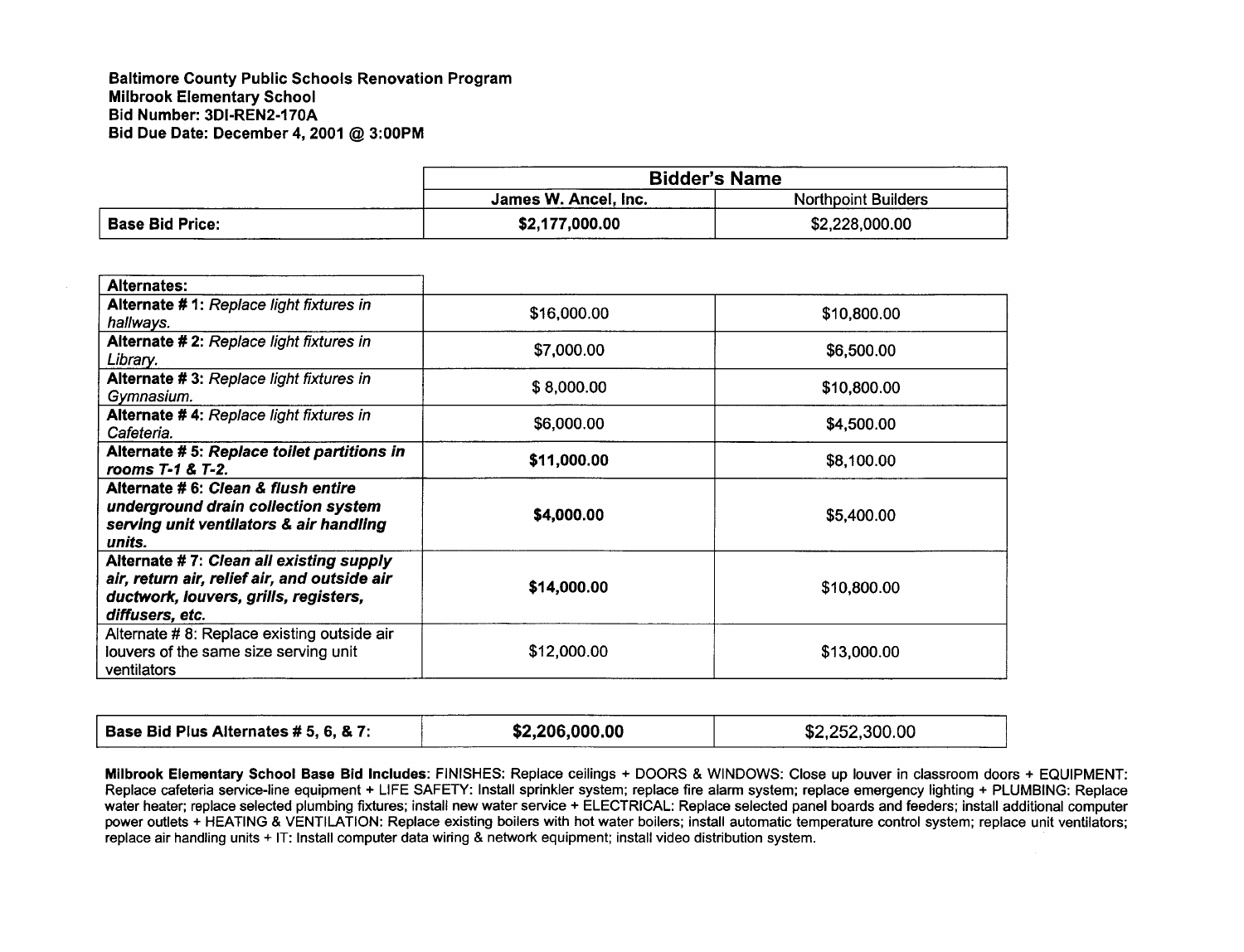**Baltimore County Public Schools Renovation Program**
**Milbrook Elementary School**
**Bid Number: 3DI-REN2-170A**
**Bid Due Date: December 4, 2001 @ 3:00PM**

| | Bidder's Name | |
|---|---|---|
| | **James W. Ancel, Inc.** | Northpoint Builders |
| **Base Bid Price:** | **$2,177,000.00** | $2,228,000.00 |
| **Alternates:** | | |
| **Alternate # 1:** *Replace light fixtures in hallways.* | $16,000.00 | $10,800.00 |
| **Alternate # 2:** *Replace light fixtures in Library.* | $7,000.00 | $6,500.00 |
| **Alternate # 3:** *Replace light fixtures in Gymnasium.* | $ 8,000.00 | $10,800.00 |
| **Alternate # 4:** *Replace light fixtures in Cafeteria.* | $6,000.00 | $4,500.00 |
| **Alternate # 5:** ***Replace toilet partitions in rooms T-1 & T-2.*** | **$11,000.00** | $8,100.00 |
| **Alternate # 6:** ***Clean & flush entire underground drain collection system serving unit ventilators & air handling units.*** | **$4,000.00** | $5,400.00 |
| **Alternate # 7:** ***Clean all existing supply air, return air, relief air, and outside air ductwork, louvers, grills, registers, diffusers, etc.*** | **$14,000.00** | $10,800.00 |
| Alternate # 8: Replace existing outside air louvers of the same size serving unit ventilators | $12,000.00 | $13,000.00 |
| **Base Bid Plus Alternates # 5, 6, & 7:** | **$2,206,000.00** | $2,252,300.00 |

**Milbrook Elementary School Base Bid Includes:** FINISHES: Replace ceilings + DOORS & WINDOWS: Close up louver in classroom doors + EQUIPMENT: Replace cafeteria service-line equipment + LIFE SAFETY: Install sprinkler system; replace fire alarm system; replace emergency lighting + PLUMBING: Replace water heater; replace selected plumbing fixtures; install new water service + ELECTRICAL: Replace selected panel boards and feeders; install additional computer power outlets + HEATING & VENTILATION: Replace existing boilers with hot water boilers; install automatic temperature control system; replace unit ventilators; replace air handling units + IT: Install computer data wiring & network equipment; install video distribution system.